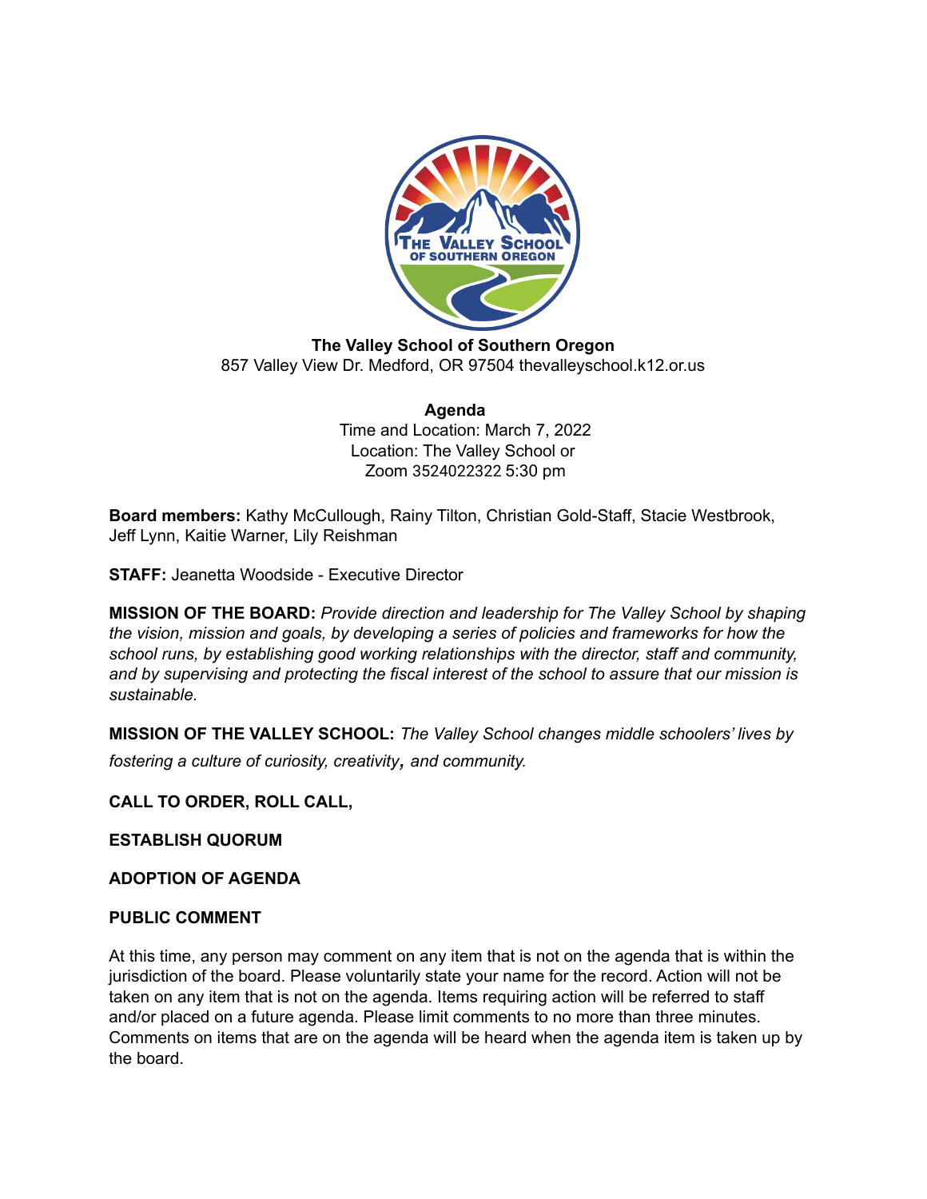**The Valley School of Southern Oregon**
857 Valley View Dr. Medford, OR 97504 thevalleyschool.k12.or.us

**Agenda**
Time and Location: March 7, 2022
Location: The Valley School or
Zoom 3524022322 5:30 pm

**Board members:** Kathy McCullough, Rainy Tilton, Christian Gold-Staff, Stacie Westbrook, Jeff Lynn, Kaitie Warner, Lily Reishman

**STAFF:** Jeanetta Woodside - Executive Director

**MISSION OF THE BOARD:** *Provide direction and leadership for The Valley School by shaping the vision, mission and goals, by developing a series of policies and frameworks for how the school runs, by establishing good working relationships with the director, staff and community, and by supervising and protecting the fiscal interest of the school to assure that our mission is sustainable.*

**MISSION OF THE VALLEY SCHOOL:** *The Valley School changes middle schoolers' lives by fostering a culture of curiosity, creativity, and community.*

**CALL TO ORDER, ROLL CALL,**

**ESTABLISH QUORUM**

**ADOPTION OF AGENDA**

**PUBLIC COMMENT**

At this time, any person may comment on any item that is not on the agenda that is within the jurisdiction of the board. Please voluntarily state your name for the record. Action will not be taken on any item that is not on the agenda. Items requiring action will be referred to staff and/or placed on a future agenda. Please limit comments to no more than three minutes. Comments on items that are on the agenda will be heard when the agenda item is taken up by the board.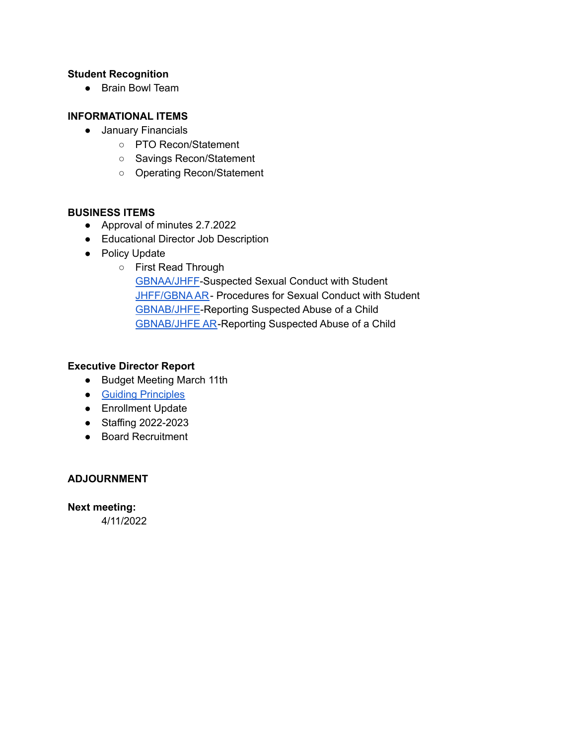**Student Recognition**

- Brain Bowl Team

**INFORMATIONAL ITEMS**

- January Financials
    - PTO Recon/Statement
    - Savings Recon/Statement
    - Operating Recon/Statement

**BUSINESS ITEMS**

- Approval of minutes 2.7.2022
- Educational Director Job Description
- Policy Update
    - First Read Through
      GBNAA/JHFF-Suspected Sexual Conduct with Student
      JHFF/GBNA AR- Procedures for Sexual Conduct with Student
      GBNAB/JHFE-Reporting Suspected Abuse of a Child
      GBNAB/JHFE AR-Reporting Suspected Abuse of a Child

**Executive Director Report**

- Budget Meeting March 11th
- Guiding Principles
- Enrollment Update
- Staffing 2022-2023
- Board Recruitment

**ADJOURNMENT**

**Next meeting:**
4/11/2022